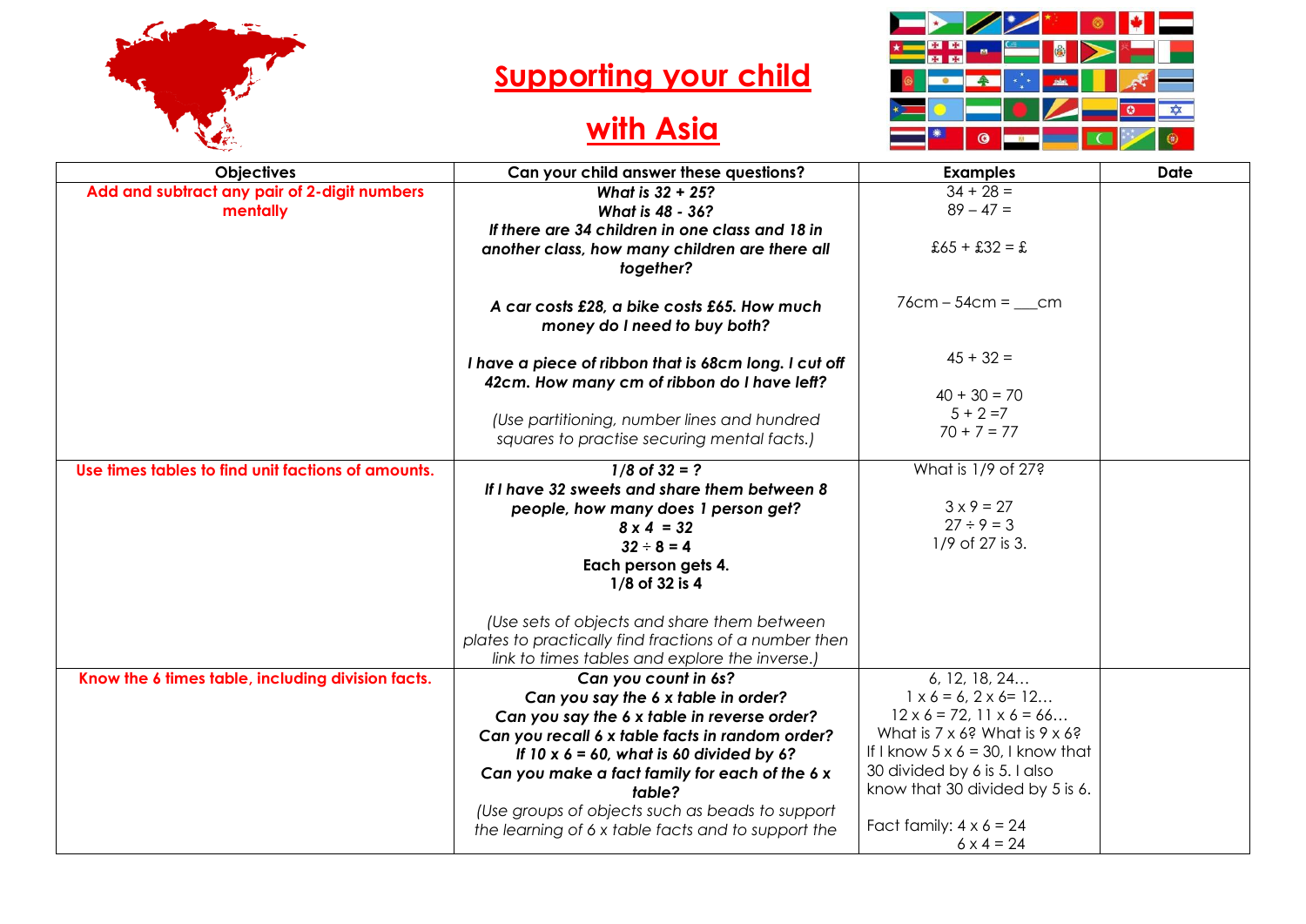# Supporting your child with Asia

| Objectives | Can your child answer these questions? | Examples | Date |
|---|---|---|---|
| **Add and subtract any pair of 2-digit numbers mentally** | ***What is 32 + 25?*** ***What is 48 - 36?*** ***If there are 34 children in one class and 18 in another class, how many children are there all together?*** ***A car costs £28, a bike costs £65. How much money do I need to buy both?*** ***I have a piece of ribbon that is 68cm long. I cut off 42cm. How many cm of ribbon do I have left?*** *(Use partitioning, number lines and hundred squares to practise securing mental facts.)* | 34 + 28 = 89 – 47 = £65 + £32 = £ 76cm – 54cm = ___cm 45 + 32 = 40 + 30 = 70 5 + 2 =7 70 + 7 = 77 | |
| **Use times tables to find unit factions of amounts.** | ***1/8 of 32 = ?*** ***If I have 32 sweets and share them between 8 people, how many does 1 person get?*** ***8 x 4 = 32*** **32 ÷ 8 = 4** **Each person gets 4.** **1/8 of 32 is 4** *(Use sets of objects and share them between plates to practically find fractions of a number then link to times tables and explore the inverse.)* | What is 1/9 of 27? 3 x 9 = 27 27 ÷ 9 = 3 1/9 of 27 is 3. | |
| **Know the 6 times table, including division facts.** | ***Can you count in 6s?*** ***Can you say the 6 x table in order?*** ***Can you say the 6 x table in reverse order?*** ***Can you recall 6 x table facts in random order?*** ***If 10 x 6 = 60, what is 60 divided by 6?*** ***Can you make a fact family for each of the 6 x table?*** *(Use groups of objects such as beads to support the learning of 6 x table facts and to support the* | 6, 12, 18, 24… 1 x 6 = 6, 2 x 6= 12… 12 x 6 = 72, 11 x 6 = 66… What is 7 x 6? What is 9 x 6? If I know 5 x 6 = 30, I know that 30 divided by 6 is 5. I also know that 30 divided by 5 is 6. Fact family: 4 x 6 = 24 6 x 4 = 24 | |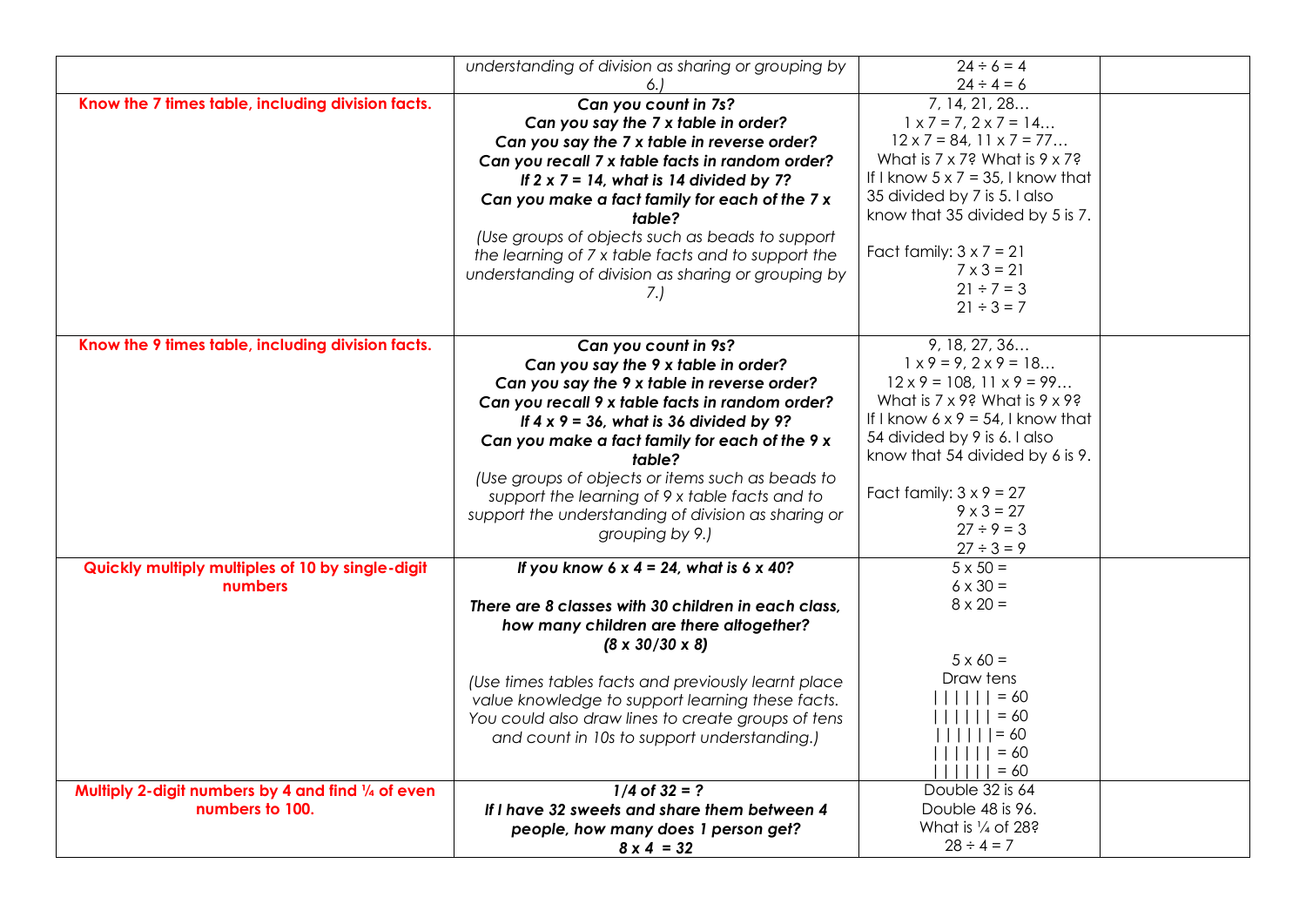| | | | |
|---|---|---|---|
| | *understanding of division as sharing or grouping by 6.)* | 24 ÷ 6 = 4<br>24 ÷ 4 = 6 | |
| **Know the 7 times table, including division facts.** | ***Can you count in 7s?***<br>***Can you say the 7 x table in order?***<br>***Can you say the 7 x table in reverse order?***<br>***Can you recall 7 x table facts in random order?***<br>***If 2 x 7 = 14, what is 14 divided by 7?***<br>***Can you make a fact family for each of the 7 x table?***<br>*(Use groups of objects such as beads to support the learning of 7 x table facts and to support the understanding of division as sharing or grouping by 7.)* | 7, 14, 21, 28…<br>1 x 7 = 7, 2 x 7 = 14…<br>12 x 7 = 84, 11 x 7 = 77…<br>What is 7 x 7? What is 9 x 7?<br>If I know 5 x 7 = 35, I know that 35 divided by 7 is 5. I also know that 35 divided by 5 is 7.<br><br>Fact family: 3 x 7 = 21<br>7 x 3 = 21<br>21 ÷ 7 = 3<br>21 ÷ 3 = 7 | |
| **Know the 9 times table, including division facts.** | ***Can you count in 9s?***<br>***Can you say the 9 x table in order?***<br>***Can you say the 9 x table in reverse order?***<br>***Can you recall 9 x table facts in random order?***<br>***If 4 x 9 = 36, what is 36 divided by 9?***<br>***Can you make a fact family for each of the 9 x table?***<br>*(Use groups of objects or items such as beads to support the learning of 9 x table facts and to support the understanding of division as sharing or grouping by 9.)* | 9, 18, 27, 36…<br>1 x 9 = 9, 2 x 9 = 18…<br>12 x 9 = 108, 11 x 9 = 99…<br>What is 7 x 9? What is 9 x 9?<br>If I know 6 x 9 = 54, I know that 54 divided by 9 is 6. I also know that 54 divided by 6 is 9.<br><br>Fact family: 3 x 9 = 27<br>9 x 3 = 27<br>27 ÷ 9 = 3<br>27 ÷ 3 = 9 | |
| **Quickly multiply multiples of 10 by single-digit numbers** | ***If you know 6 x 4 = 24, what is 6 x 40?***<br><br>***There are 8 classes with 30 children in each class, how many children are there altogether?***<br>***(8 x 30/30 x 8)***<br><br>*(Use times tables facts and previously learnt place value knowledge to support learning these facts. You could also draw lines to create groups of tens and count in 10s to support understanding.)* | 5 x 50 =<br>6 x 30 =<br>8 x 20 =<br><br>5 x 60 =<br>Draw tens<br>\| \| \| \| \| \| = 60<br>\| \| \| \| \| \| = 60<br>\| \| \| \| \| \| = 60<br>\| \| \| \| \| \| = 60<br>\| \| \| \| \| \| = 60 | |
| **Multiply 2-digit numbers by 4 and find ¼ of even numbers to 100.** | ***1/4 of 32 = ?***<br>***If I have 32 sweets and share them between 4 people, how many does 1 person get?***<br>***8 x 4 = 32*** | Double 32 is 64<br>Double 48 is 96.<br>What is ¼ of 28?<br>28 ÷ 4 = 7 | |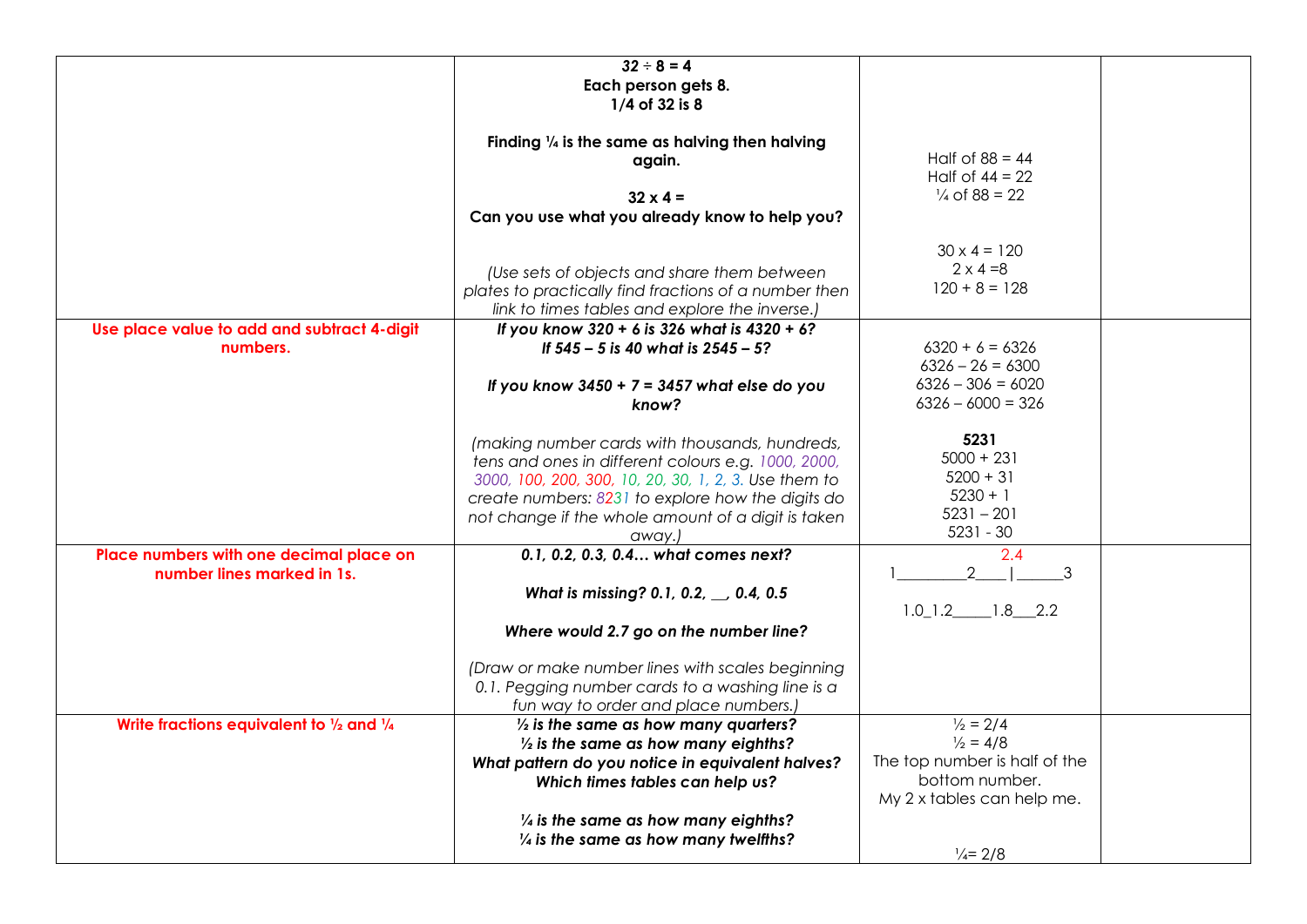| | | | |
|---|---|---|---|
| | **32 ÷ 8 = 4**<br>**Each person gets 8.**<br>**1/4 of 32 is 8**<br><br>**Finding ¼ is the same as halving then halving again.**<br><br>**32 x 4 =**<br>**Can you use what you already know to help you?**<br><br>*(Use sets of objects and share them between plates to practically find fractions of a number then link to times tables and explore the inverse.)* | Half of 88 = 44<br>Half of 44 = 22<br>¼ of 88 = 22<br><br>30 x 4 = 120<br>2 x 4 =8<br>120 + 8 = 128 | |
| **Use place value to add and subtract 4-digit numbers.** | ***If you know 320 + 6 is 326 what is 4320 + 6?***<br>***If 545 – 5 is 40 what is 2545 – 5?***<br><br>***If you know 3450 + 7 = 3457 what else do you know?***<br><br>*(making number cards with thousands, hundreds, tens and ones in different colours e.g. 1000, 2000, 3000, 100, 200, 300, 10, 20, 30, 1, 2, 3. Use them to create numbers: 8231 to explore how the digits do not change if the whole amount of a digit is taken away.)* | 6320 + 6 = 6326<br>6326 – 26 = 6300<br>6326 – 306 = 6020<br>6326 – 6000 = 326<br><br>**5231**<br>5000 + 231<br>5200 + 31<br>5230 + 1<br>5231 – 201<br>5231 - 30 | |
| **Place numbers with one decimal place on number lines marked in 1s.** | ***0.1, 0.2, 0.3, 0.4… what comes next?***<br><br>***What is missing? 0.1, 0.2, __, 0.4, 0.5***<br><br>***Where would 2.7 go on the number line?***<br><br>*(Draw or make number lines with scales beginning 0.1. Pegging number cards to a washing line is a fun way to order and place numbers.)* | 2.4<br>1_________2____\|______3<br><br>1.0_1.2_____1.8___2.2 | |
| **Write fractions equivalent to ½ and ¼** | ***½ is the same as how many quarters?***<br>***½ is the same as how many eighths?***<br>***What pattern do you notice in equivalent halves?***<br>***Which times tables can help us?***<br><br>***¼ is the same as how many eighths?***<br>***¼ is the same as how many twelfths?*** | ½ = 2/4<br>½ = 4/8<br>The top number is half of the bottom number.<br>My 2 x tables can help me.<br><br>¼= 2/8 | |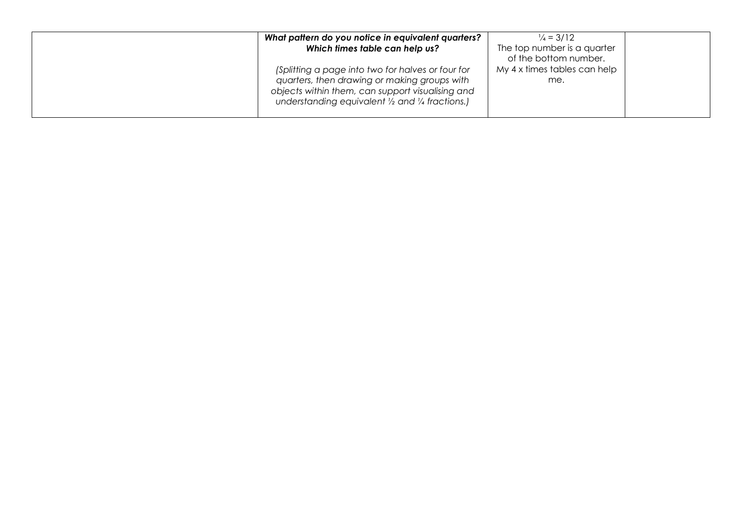| | | | |
|---|---|---|---|
| | ***What pattern do you notice in equivalent quarters? Which times table can help us?***<br><br>*(Splitting a page into two for halves or four for quarters, then drawing or making groups with objects within them, can support visualising and understanding equivalent ½ and ¼ fractions.)* | ¼ = 3/12<br>The top number is a quarter of the bottom number.<br>My 4 x times tables can help me. | |